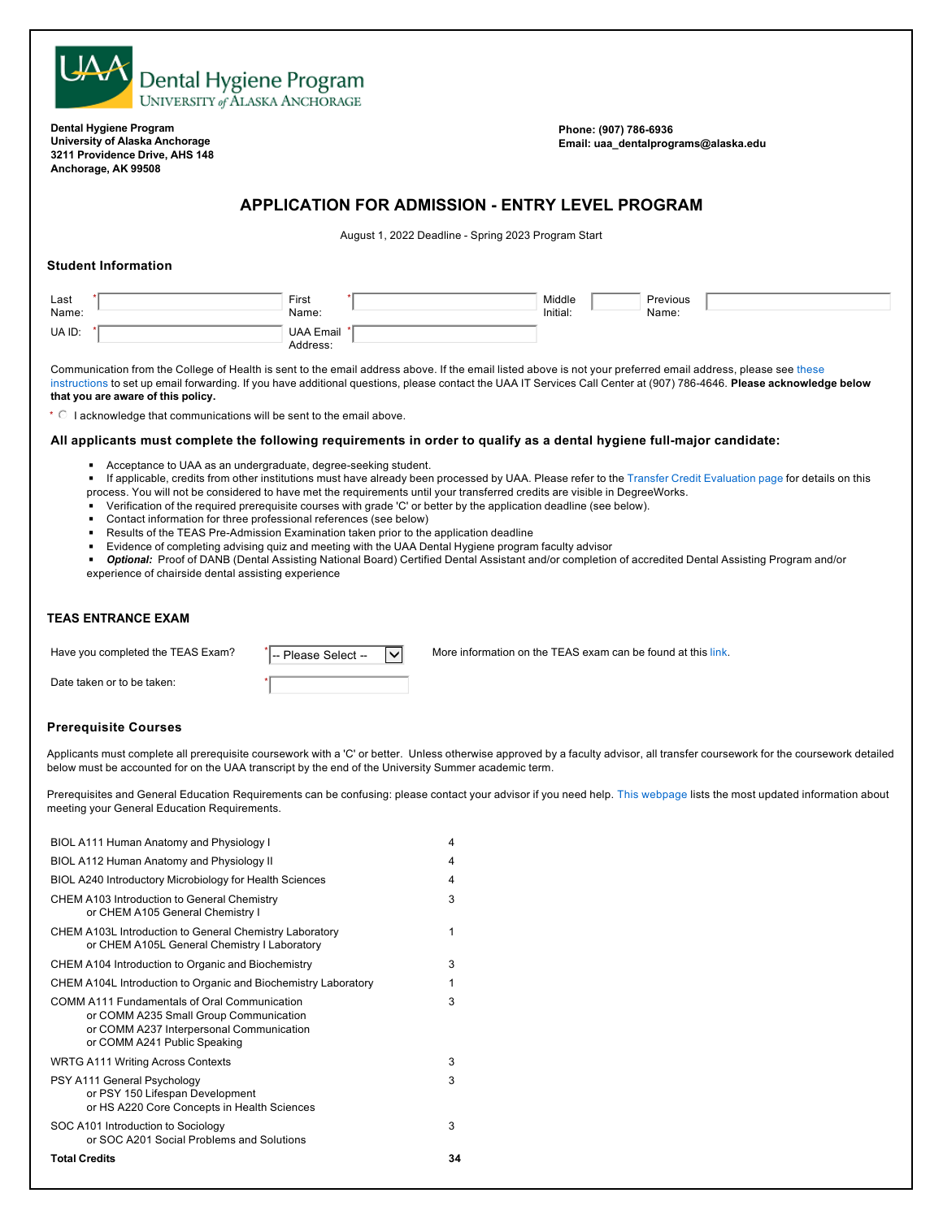# Dental Hygiene Program
UNIVERSITY of ALASKA ANCHORAGE

**Dental Hygiene Program**
**University of Alaska Anchorage**
**3211 Providence Drive, AHS 148**
**Anchorage, AK 99508**

**Phone: (907) 786-6936**
**Email: uaa_dentalprograms@alaska.edu**

## APPLICATION FOR ADMISSION - ENTRY LEVEL PROGRAM

August 1, 2022 Deadline - Spring 2023 Program Start

### Student Information

| | | | | | | | |
|---|---|---|---|---|---|---|---|
| Last Name: | * | First Name: | * | Middle Initial: | | Previous Name: | |
| UA ID: | * | UAA Email Address: | * | | | | |

Communication from the College of Health is sent to the email address above. If the email listed above is not your preferred email address, please see these instructions to set up email forwarding. If you have additional questions, please contact the UAA IT Services Call Center at (907) 786-4646. **Please acknowledge below that you are aware of this policy.**

* ○ I acknowledge that communications will be sent to the email above.

### All applicants must complete the following requirements in order to qualify as a dental hygiene full-major candidate:

- Acceptance to UAA as an undergraduate, degree-seeking student.
- If applicable, credits from other institutions must have already been processed by UAA. Please refer to the Transfer Credit Evaluation page for details on this process. You will not be considered to have met the requirements until your transferred credits are visible in DegreeWorks.
- Verification of the required prerequisite courses with grade 'C' or better by the application deadline (see below).
- Contact information for three professional references (see below)
- Results of the TEAS Pre-Admission Examination taken prior to the application deadline
- Evidence of completing advising quiz and meeting with the UAA Dental Hygiene program faculty advisor
- ***Optional:*** Proof of DANB (Dental Assisting National Board) Certified Dental Assistant and/or completion of accredited Dental Assisting Program and/or experience of chairside dental assisting experience

### TEAS ENTRANCE EXAM

Have you completed the TEAS Exam? * -- Please Select --

More information on the TEAS exam can be found at this link.

Date taken or to be taken: *

### Prerequisite Courses

Applicants must complete all prerequisite coursework with a 'C' or better. Unless otherwise approved by a faculty advisor, all transfer coursework for the coursework detailed below must be accounted for on the UAA transcript by the end of the University Summer academic term.

Prerequisites and General Education Requirements can be confusing: please contact your advisor if you need help. This webpage lists the most updated information about meeting your General Education Requirements.

| Course | Credits |
|---|---|
| BIOL A111 Human Anatomy and Physiology I | 4 |
| BIOL A112 Human Anatomy and Physiology II | 4 |
| BIOL A240 Introductory Microbiology for Health Sciences | 4 |
| CHEM A103 Introduction to General Chemistry<br>or CHEM A105 General Chemistry I | 3 |
| CHEM A103L Introduction to General Chemistry Laboratory<br>or CHEM A105L General Chemistry I Laboratory | 1 |
| CHEM A104 Introduction to Organic and Biochemistry | 3 |
| CHEM A104L Introduction to Organic and Biochemistry Laboratory | 1 |
| COMM A111 Fundamentals of Oral Communication<br>or COMM A235 Small Group Communication<br>or COMM A237 Interpersonal Communication<br>or COMM A241 Public Speaking | 3 |
| WRTG A111 Writing Across Contexts | 3 |
| PSY A111 General Psychology<br>or PSY 150 Lifespan Development<br>or HS A220 Core Concepts in Health Sciences | 3 |
| SOC A101 Introduction to Sociology<br>or SOC A201 Social Problems and Solutions | 3 |
| **Total Credits** | **34** |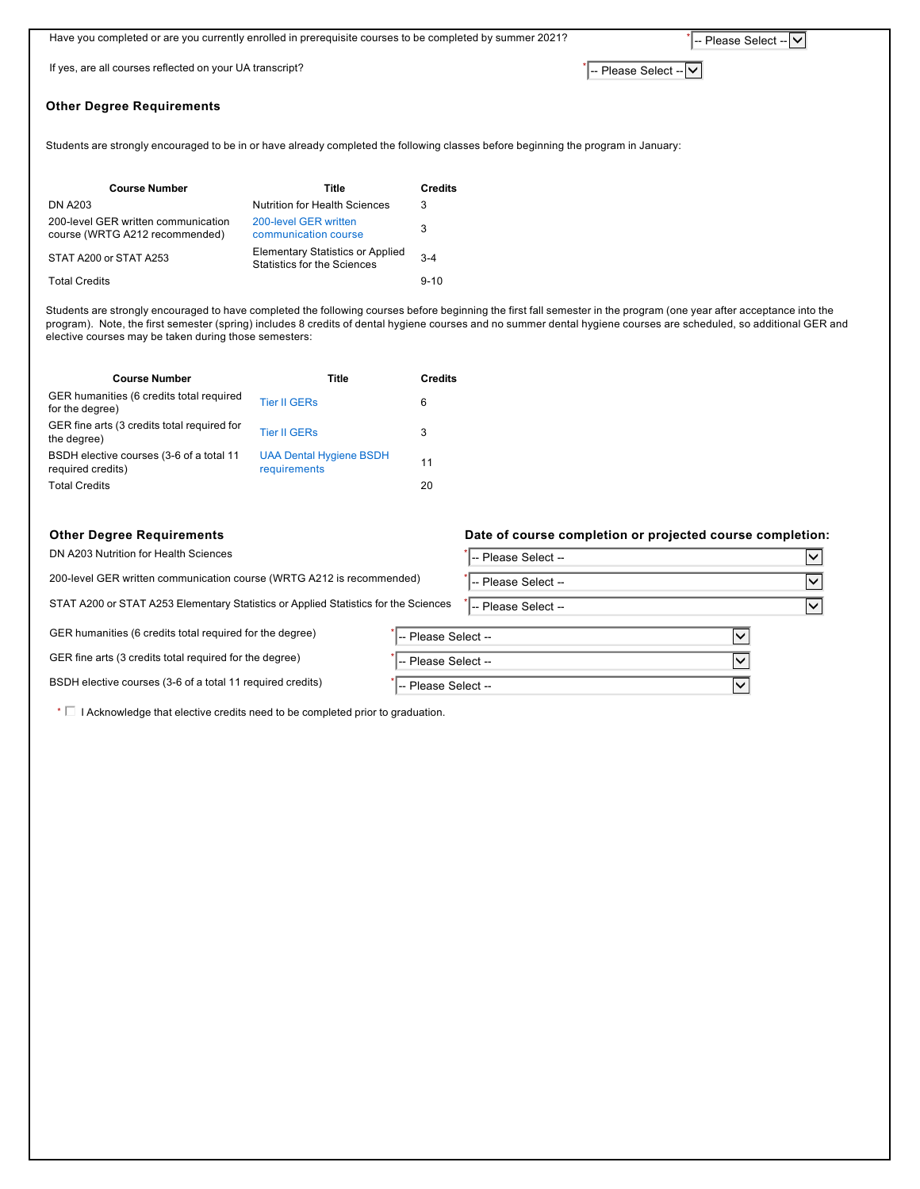Have you completed or are you currently enrolled in prerequisite courses to be completed by summer 2021? * -- Please Select --

If yes, are all courses reflected on your UA transcript? * -- Please Select --

### Other Degree Requirements

Students are strongly encouraged to be in or have already completed the following classes before beginning the program in January:

| Course Number | Title | Credits |
|---|---|---|
| DN A203 | Nutrition for Health Sciences | 3 |
| 200-level GER written communication course (WRTG A212 recommended) | 200-level GER written communication course | 3 |
| STAT A200 or STAT A253 | Elementary Statistics or Applied Statistics for the Sciences | 3-4 |
| Total Credits | | 9-10 |

Students are strongly encouraged to have completed the following courses before beginning the first fall semester in the program (one year after acceptance into the program). Note, the first semester (spring) includes 8 credits of dental hygiene courses and no summer dental hygiene courses are scheduled, so additional GER and elective courses may be taken during those semesters:

| Course Number | Title | Credits |
|---|---|---|
| GER humanities (6 credits total required for the degree) | Tier II GERs | 6 |
| GER fine arts (3 credits total required for the degree) | Tier II GERs | 3 |
| BSDH elective courses (3-6 of a total 11 required credits) | UAA Dental Hygiene BSDH requirements | 11 |
| Total Credits | | 20 |

| Other Degree Requirements | Date of course completion or projected course completion: |
|---|---|
| DN A203 Nutrition for Health Sciences | * -- Please Select -- |
| 200-level GER written communication course (WRTG A212 is recommended) | * -- Please Select -- |
| STAT A200 or STAT A253 Elementary Statistics or Applied Statistics for the Sciences | * -- Please Select -- |
| GER humanities (6 credits total required for the degree) | * -- Please Select -- |
| GER fine arts (3 credits total required for the degree) | * -- Please Select -- |
| BSDH elective courses (3-6 of a total 11 required credits) | * -- Please Select -- |

* ☐ I Acknowledge that elective credits need to be completed prior to graduation.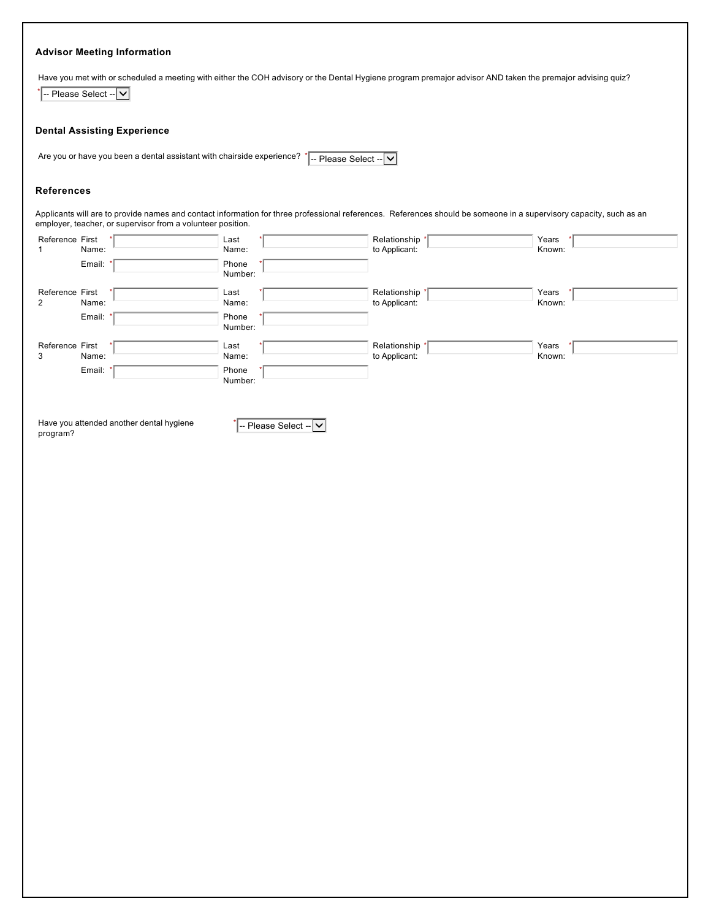### Advisor Meeting Information

Have you met with or scheduled a meeting with either the COH advisory or the Dental Hygiene program premajor advisor AND taken the premajor advising quiz?

* -- Please Select --

### Dental Assisting Experience

Are you or have you been a dental assistant with chairside experience? * -- Please Select --

### References

Applicants will are to provide names and contact information for three professional references. References should be someone in a supervisory capacity, such as an employer, teacher, or supervisor from a volunteer position.

| | | | | | | | | |
|---|---|---|---|---|---|---|---|---|
| Reference 1 | First Name: | * | Last Name: | * | Relationship to Applicant: | * | Years Known: | * |
| | Email: | * | Phone Number: | * | | | | |
| Reference 2 | First Name: | * | Last Name: | * | Relationship to Applicant: | * | Years Known: | * |
| | Email: | * | Phone Number: | * | | | | |
| Reference 3 | First Name: | * | Last Name: | * | Relationship to Applicant: | * | Years Known: | * |
| | Email: | * | Phone Number: | * | | | | |

Have you attended another dental hygiene program? * -- Please Select --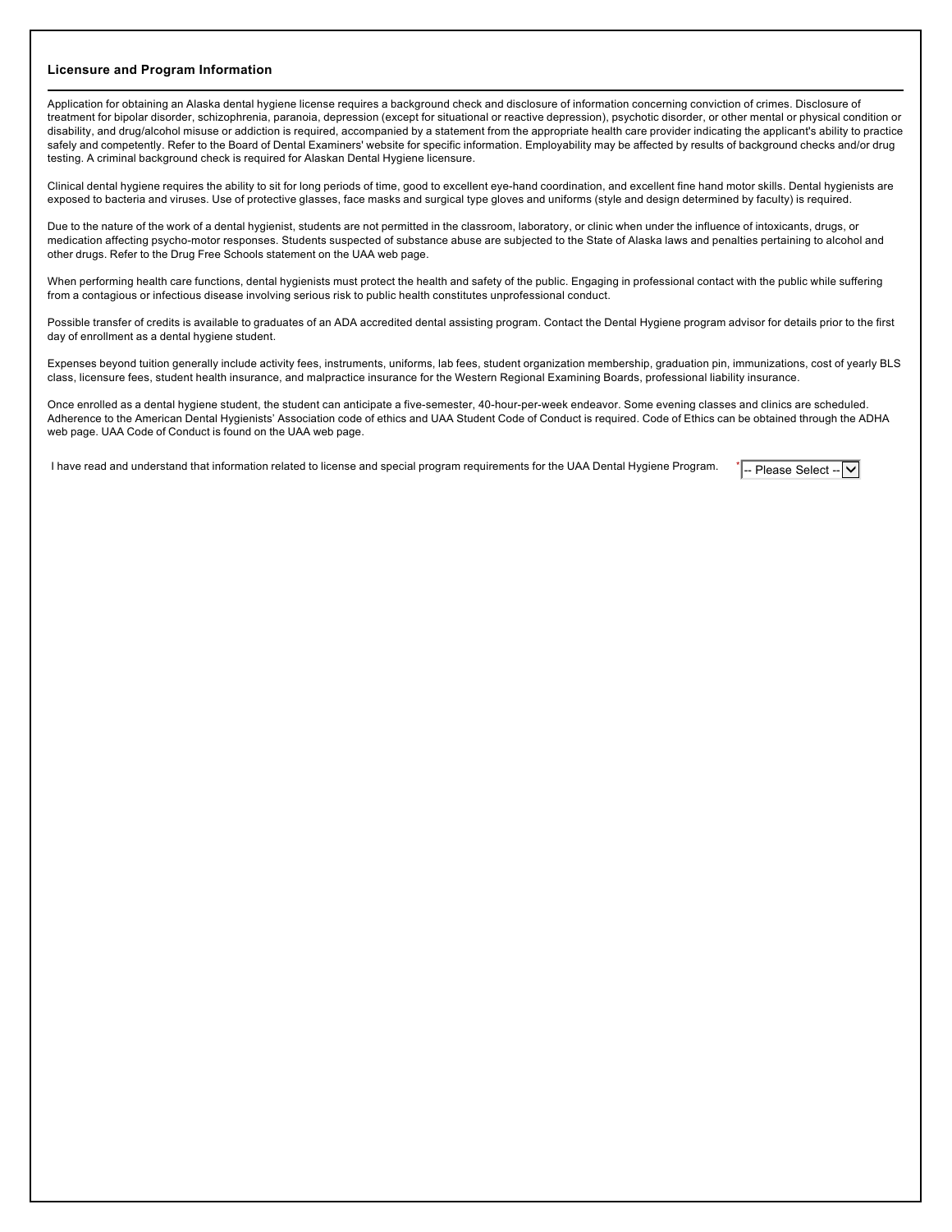### Licensure and Program Information

Application for obtaining an Alaska dental hygiene license requires a background check and disclosure of information concerning conviction of crimes. Disclosure of treatment for bipolar disorder, schizophrenia, paranoia, depression (except for situational or reactive depression), psychotic disorder, or other mental or physical condition or disability, and drug/alcohol misuse or addiction is required, accompanied by a statement from the appropriate health care provider indicating the applicant's ability to practice safely and competently. Refer to the Board of Dental Examiners' website for specific information. Employability may be affected by results of background checks and/or drug testing. A criminal background check is required for Alaskan Dental Hygiene licensure.

Clinical dental hygiene requires the ability to sit for long periods of time, good to excellent eye-hand coordination, and excellent fine hand motor skills. Dental hygienists are exposed to bacteria and viruses. Use of protective glasses, face masks and surgical type gloves and uniforms (style and design determined by faculty) is required.

Due to the nature of the work of a dental hygienist, students are not permitted in the classroom, laboratory, or clinic when under the influence of intoxicants, drugs, or medication affecting psycho-motor responses. Students suspected of substance abuse are subjected to the State of Alaska laws and penalties pertaining to alcohol and other drugs. Refer to the Drug Free Schools statement on the UAA web page.

When performing health care functions, dental hygienists must protect the health and safety of the public. Engaging in professional contact with the public while suffering from a contagious or infectious disease involving serious risk to public health constitutes unprofessional conduct.

Possible transfer of credits is available to graduates of an ADA accredited dental assisting program. Contact the Dental Hygiene program advisor for details prior to the first day of enrollment as a dental hygiene student.

Expenses beyond tuition generally include activity fees, instruments, uniforms, lab fees, student organization membership, graduation pin, immunizations, cost of yearly BLS class, licensure fees, student health insurance, and malpractice insurance for the Western Regional Examining Boards, professional liability insurance.

Once enrolled as a dental hygiene student, the student can anticipate a five-semester, 40-hour-per-week endeavor. Some evening classes and clinics are scheduled. Adherence to the American Dental Hygienists' Association code of ethics and UAA Student Code of Conduct is required. Code of Ethics can be obtained through the ADHA web page. UAA Code of Conduct is found on the UAA web page.

I have read and understand that information related to license and special program requirements for the UAA Dental Hygiene Program. * -- Please Select --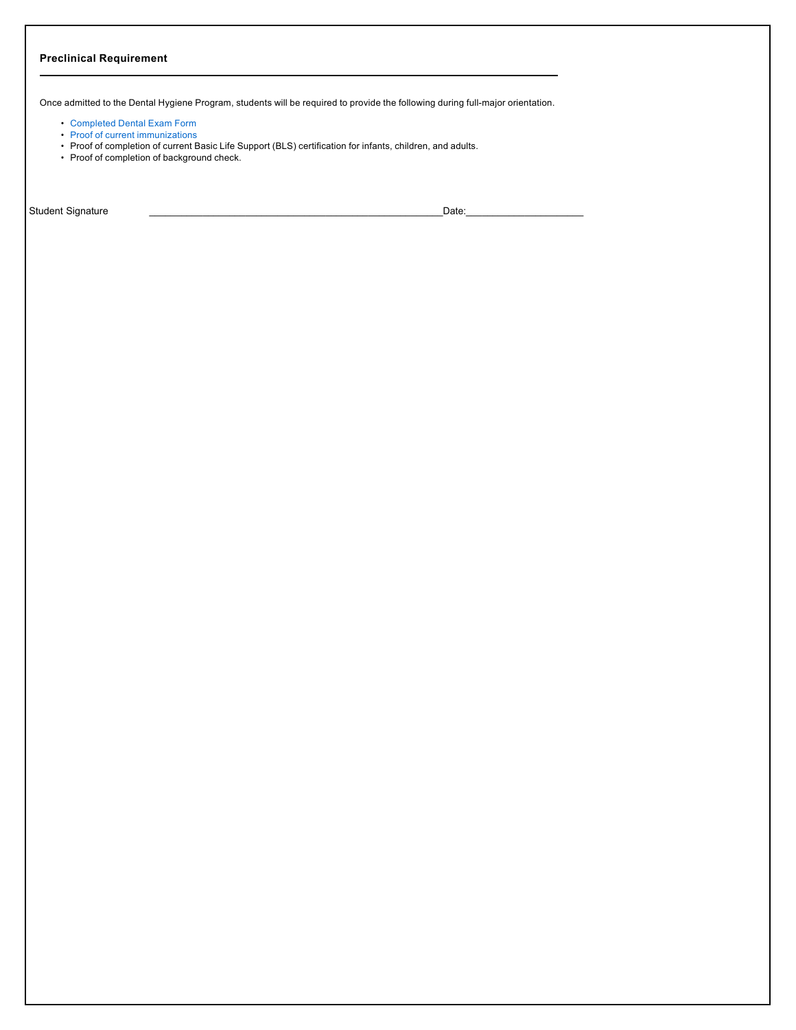### Preclinical Requirement

---

Once admitted to the Dental Hygiene Program, students will be required to provide the following during full-major orientation.

- Completed Dental Exam Form
- Proof of current immunizations
- Proof of completion of current Basic Life Support (BLS) certification for infants, children, and adults.
- Proof of completion of background check.

Student Signature _____________________________________________________Date:_____________________